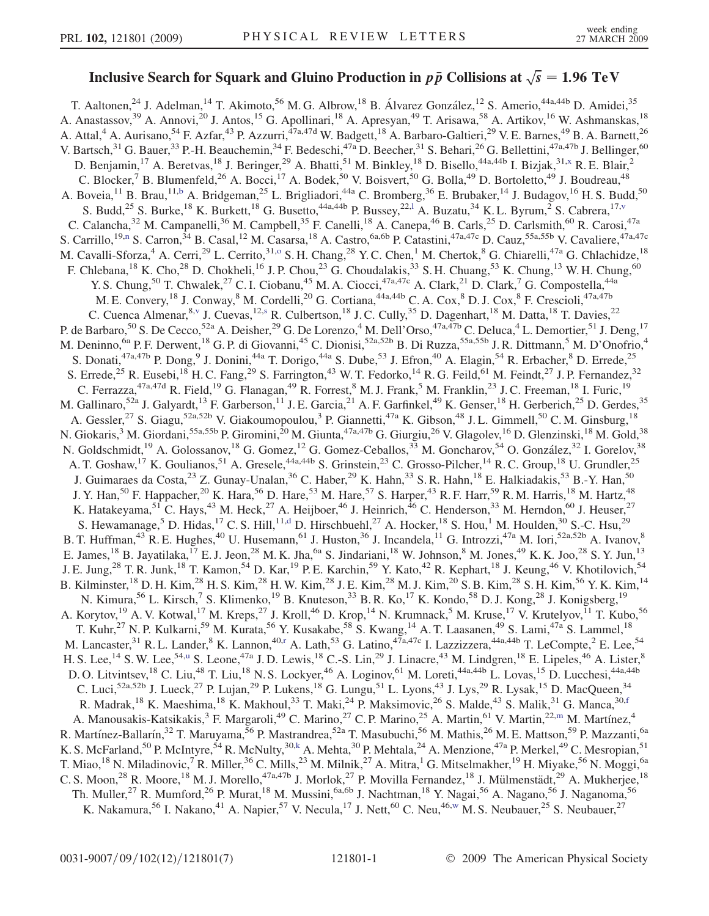# Inclusive Search for Squark and Gluino Production in $p\bar{p}$ Collisions at $\sqrt{s} = 1.96$ TeV

T. Aaltonen,[24] J. Adelman,[14] T. Akimoto,[56] M. G. Albrow,[18] B. Álvarez González,[12] S. Amerio,[44a,44b] D. Amidei,[35] A. Anastassov,[39] A. Annovi,[20] J. Antos,[15] G. Apollinari,[18] A. Apresyan,[49] T. Arisawa,[58] A. Artikov,[16] W. Ashmanskas,[18] A. Attal,[4] A. Aurisano,[54] F. Azfar,[43] P. Azzurri,[47a,47d] W. Badgett,[18] A. Barbaro-Galtieri,[29] V. E. Barnes,[49] B. A. Barnett,[26] V. Bartsch,[31] G. Bauer,[33] P.-H. Beauchemin,[34] F. Bedeschi,[47a] D. Beecher,[31] S. Behari,[26] G. Bellettini,[47a,47b] J. Bellinger,[60] D. Benjamin,[17] A. Beretvas,[18] J. Beringer,[29] A. Bhatti,[51] M. Binkley,[18] D. Bisello,[44a,44b] I. Bizjak,[31,x] R. E. Blair,[2] C. Blocker,[7] B. Blumenfeld,[26] A. Bocci,[17] A. Bodek,[50] V. Boisvert,[50] G. Bolla,[49] D. Bortoletto,[49] J. Boudreau,[48] A. Boveia,[11] B. Brau,[11,b] A. Bridgeman,[25] L. Brigliadori,[44a] C. Bromberg,[36] E. Brubaker,[14] J. Budagov,[16] H. S. Budd,[50] S. Budd,[25] S. Burke,[18] K. Burkett,[18] G. Busetto,[44a,44b] P. Bussey,[22,l] A. Buzatu,[34] K. L. Byrum,[2] S. Cabrera,[17,v] C. Calancha,[32] M. Campanelli,[36] M. Campbell,[35] F. Canelli,[18] A. Canepa,[46] B. Carls,[25] D. Carlsmith,[60] R. Carosi,[47a] S. Carrillo,[19,n] S. Carron,[34] B. Casal,[12] M. Casarsa,[18] A. Castro,[6a,6b] P. Catastini,[47a,47c] D. Cauz,[55a,55b] V. Cavaliere,[47a,47c] M. Cavalli-Sforza,[4] A. Cerri,[29] L. Cerrito,[31,o] S. H. Chang,[28] Y. C. Chen,[1] M. Chertok,[8] G. Chiarelli,[47a] G. Chlachidze,[18] F. Chlebana,[18] K. Cho,[28] D. Chokheli,[16] J. P. Chou,[23] G. Choudalakis,[33] S. H. Chuang,[53] K. Chung,[13] W. H. Chung,[60] Y. S. Chung,[50] T. Chwalek,[27] C. I. Ciobanu,[45] M. A. Ciocci,[47a,47c] A. Clark,[21] D. Clark,[7] G. Compostella,[44a] M. E. Convery,[18] J. Conway,[8] M. Cordelli,[20] G. Cortiana,[44a,44b] C. A. Cox,[8] D. J. Cox,[8] F. Crescioli,[47a,47b] C. Cuenca Almenar,[8,v] J. Cuevas,[12,s] R. Culbertson,[18] J. C. Cully,[35] D. Dagenhart,[18] M. Datta,[18] T. Davies,[22] P. de Barbaro,[50] S. De Cecco,[52a] A. Deisher,[29] G. De Lorenzo,[4] M. Dell'Orso,[47a,47b] C. Deluca,[4] L. Demortier,[51] J. Deng,[17] M. Deninno,[6a] P. F. Derwent,[18] G. P. di Giovanni,[45] C. Dionisi,[52a,52b] B. Di Ruzza,[55a,55b] J. R. Dittmann,[5] M. D'Onofrio,[4] S. Donati,[47a,47b] P. Dong,[9] J. Donini,[44a] T. Dorigo,[44a] S. Dube,[53] J. Efron,[40] A. Elagin,[54] R. Erbacher,[8] D. Errede,[25] S. Errede,[25] R. Eusebi,[18] H. C. Fang,[29] S. Farrington,[43] W. T. Fedorko,[14] R. G. Feild,[61] M. Feindt,[27] J. P. Fernandez,[32] C. Ferrazza,[47a,47d] R. Field,[19] G. Flanagan,[49] R. Forrest,[8] M. J. Frank,[5] M. Franklin,[23] J. C. Freeman,[18] I. Furic,[19] M. Gallinaro,[52a] J. Galyardt,[13] F. Garberson,[11] J. E. Garcia,[21] A. F. Garfinkel,[49] K. Genser,[18] H. Gerberich,[25] D. Gerdes,[35] A. Gessler,[27] S. Giagu,[52a,52b] V. Giakoumopoulou,[3] P. Giannetti,[47a] K. Gibson,[48] J. L. Gimmell,[50] C. M. Ginsburg,[18] N. Giokaris,[3] M. Giordani,[55a,55b] P. Giromini,[20] M. Giunta,[47a,47b] G. Giurgiu,[26] V. Glagolev,[16] D. Glenzinski,[18] M. Gold,[38] N. Goldschmidt,[19] A. Golossanov,[18] G. Gomez,[12] G. Gomez-Ceballos,[33] M. Goncharov,[54] O. González,[32] I. Gorelov,[38] A. T. Goshaw,[17] K. Goulianos,[51] A. Gresele,[44a,44b] S. Grinstein,[23] C. Grosso-Pilcher,[14] R. C. Group,[18] U. Grundler,[25] J. Guimaraes da Costa,[23] Z. Gunay-Unalan,[36] C. Haber,[29] K. Hahn,[33] S. R. Hahn,[18] E. Halkiadakis,[53] B.-Y. Han,[50] J. Y. Han,[50] F. Happacher,[20] K. Hara,[56] D. Hare,[53] M. Hare,[57] S. Harper,[43] R. F. Harr,[59] R. M. Harris,[18] M. Hartz,[48] K. Hatakeyama,[51] C. Hays,[43] M. Heck,[27] A. Heijboer,[46] J. Heinrich,[46] C. Henderson,[33] M. Herndon,[60] J. Heuser,[27] S. Hewamanage,[5] D. Hidas,[17] C. S. Hill,[11,d] D. Hirschbuehl,[27] A. Hocker,[18] S. Hou,[1] M. Houlden,[30] S.-C. Hsu,[29] B. T. Huffman,[43] R. E. Hughes,[40] U. Husemann,[61] J. Huston,[36] J. Incandela,[11] G. Introzzi,[47a] M. Iori,[52a,52b] A. Ivanov,[8] E. James,[18] B. Jayatilaka,[17] E. J. Jeon,[28] M. K. Jha,[6a] S. Jindariani,[18] W. Johnson,[8] M. Jones,[49] K. K. Joo,[28] S. Y. Jun,[13] J. E. Jung,[28] T. R. Junk,[18] T. Kamon,[54] D. Kar,[19] P. E. Karchin,[59] Y. Kato,[42] R. Kephart,[18] J. Keung,[46] V. Khotilovich,[54] B. Kilminster,[18] D. H. Kim,[28] H. S. Kim,[28] H. W. Kim,[28] J. E. Kim,[28] M. J. Kim,[20] S. B. Kim,[28] S. H. Kim,[56] Y. K. Kim,[14] N. Kimura,[56] L. Kirsch,[7] S. Klimenko,[19] B. Knuteson,[33] B. R. Ko,[17] K. Kondo,[58] D. J. Kong,[28] J. Konigsberg,[19] A. Korytov,[19] A. V. Kotwal,[17] M. Kreps,[27] J. Kroll,[46] D. Krop,[14] N. Krumnack,[5] M. Kruse,[17] V. Krutelyov,[11] T. Kubo,[56] T. Kuhr,[27] N. P. Kulkarni,[59] M. Kurata,[56] Y. Kusakabe,[58] S. Kwang,[14] A. T. Laasanen,[49] S. Lami,[47a] S. Lammel,[18] M. Lancaster,[31] R. L. Lander,[8] K. Lannon,[40,r] A. Lath,[53] G. Latino,[47a,47c] I. Lazzizzera,[44a,44b] T. LeCompte,[2] E. Lee,[54] H. S. Lee,[14] S. W. Lee,[54,u] S. Leone,[47a] J. D. Lewis,[18] C.-S. Lin,[29] J. Linacre,[43] M. Lindgren,[18] E. Lipeles,[46] A. Lister,[8] D. O. Litvintsev,[18] C. Liu,[48] T. Liu,[18] N. S. Lockyer,[46] A. Loginov,[61] M. Loreti,[44a,44b] L. Lovas,[15] D. Lucchesi,[44a,44b] C. Luci,[52a,52b] J. Lueck,[27] P. Lujan,[29] P. Lukens,[18] G. Lungu,[51] L. Lyons,[43] J. Lys,[29] R. Lysak,[15] D. MacQueen,[34] R. Madrak,[18] K. Maeshima,[18] K. Makhoul,[33] T. Maki,[24] P. Maksimovic,[26] S. Malde,[43] S. Malik,[31] G. Manca,[30,f] A. Manousakis-Katsikakis,[3] F. Margaroli,[49] C. Marino,[27] C. P. Marino,[25] A. Martin,[61] V. Martin,[22,m] M. Martínez,[4] R. Martínez-Ballarín,[32] T. Maruyama,[56] P. Mastrandrea,[52a] T. Masubuchi,[56] M. Mathis,[26] M. E. Mattson,[59] P. Mazzanti,[6a] K. S. McFarland,[50] P. McIntyre,[54] R. McNulty,[30,k] A. Mehta,[30] P. Mehtala,[24] A. Menzione,[47a] P. Merkel,[49] C. Mesropian,[51] T. Miao,[18] N. Miladinovic,[7] R. Miller,[36] C. Mills,[23] M. Milnik,[27] A. Mitra,[1] G. Mitselmakher,[19] H. Miyake,[56] N. Moggi,[6a] C. S. Moon,[28] R. Moore,[18] M. J. Morello,[47a,47b] J. Morlok,[27] P. Movilla Fernandez,[18] J. Mülmenstädt,[29] A. Mukherjee,[18] Th. Muller,[27] R. Mumford,[26] P. Murat,[18] M. Mussini,[6a,6b] J. Nachtman,[18] Y. Nagai,[56] A. Nagano,[56] J. Naganoma,[56] K. Nakamura,[56] I. Nakano,[41] A. Napier,[57] V. Necula,[17] J. Nett,[60] C. Neu,[46,w] M. S. Neubauer,[25] S. Neubauer,[27]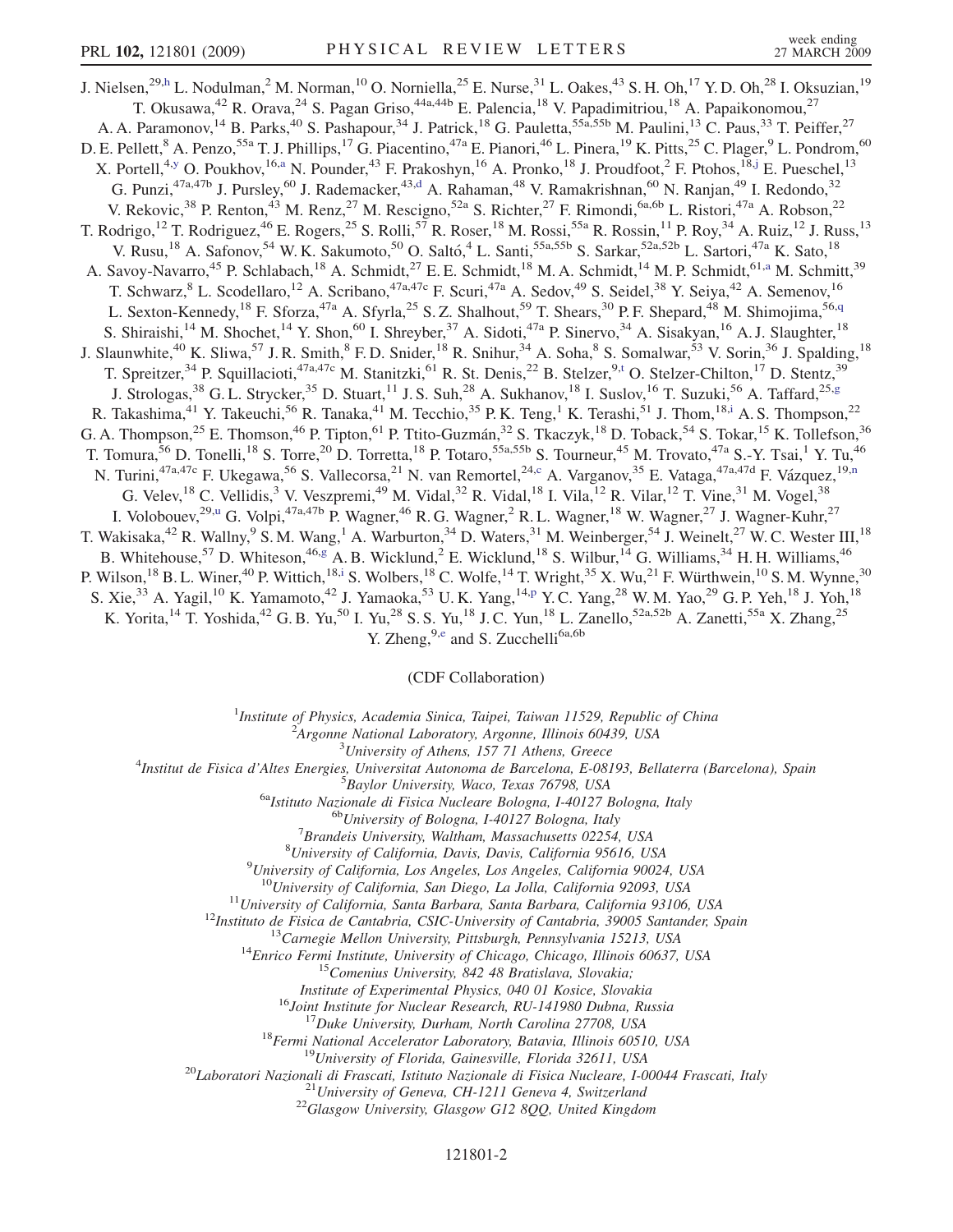J. Nielsen,[29,h] L. Nodulman,[2] M. Norman,[10] O. Norniella,[25] E. Nurse,[31] L. Oakes,[43] S. H. Oh,[17] Y. D. Oh,[28] I. Oksuzian,[19] T. Okusawa,[42] R. Orava,[24] S. Pagan Griso,[44a,44b] E. Palencia,[18] V. Papadimitriou,[18] A. Papaikonomou,[27] A. A. Paramonov,[14] B. Parks,[40] S. Pashapour,[34] J. Patrick,[18] G. Pauletta,[55a,55b] M. Paulini,[13] C. Paus,[33] T. Peiffer,[27] D. E. Pellett,[8] A. Penzo,[55a] T. J. Phillips,[17] G. Piacentino,[47a] E. Pianori,[46] L. Pinera,[19] K. Pitts,[25] C. Plager,[9] L. Pondrom,[60] X. Portell,[4,y] O. Poukhov,[16,a] N. Pounder,[43] F. Prakoshyn,[16] A. Pronko,[18] J. Proudfoot,[2] F. Ptohos,[18,j] E. Pueschel,[13] G. Punzi,[47a,47b] J. Pursley,[60] J. Rademacker,[43,d] A. Rahaman,[48] V. Ramakrishnan,[60] N. Ranjan,[49] I. Redondo,[32] V. Rekovic,[38] P. Renton,[43] M. Renz,[27] M. Rescigno,[52a] S. Richter,[27] F. Rimondi,[6a,6b] L. Ristori,[47a] A. Robson,[22] T. Rodrigo,[12] T. Rodriguez,[46] E. Rogers,[25] S. Rolli,[57] R. Roser,[18] M. Rossi,[55a] R. Rossin,[11] P. Roy,[34] A. Ruiz,[12] J. Russ,[13] V. Rusu,[18] A. Safonov,[54] W. K. Sakumoto,[50] O. Saltó,[4] L. Santi,[55a,55b] S. Sarkar,[52a,52b] L. Sartori,[47a] K. Sato,[18] A. Savoy-Navarro,[45] P. Schlabach,[18] A. Schmidt,[27] E. E. Schmidt,[18] M. A. Schmidt,[14] M. P. Schmidt,[61,a] M. Schmitt,[39] T. Schwarz,[8] L. Scodellaro,[12] A. Scribano,[47a,47c] F. Scuri,[47a] A. Sedov,[49] S. Seidel,[38] Y. Seiya,[42] A. Semenov,[16] L. Sexton-Kennedy,[18] F. Sforza,[47a] A. Sfyrla,[25] S. Z. Shalhout,[59] T. Shears,[30] P. F. Shepard,[48] M. Shimojima,[56,q] S. Shiraishi,[14] M. Shochet,[14] Y. Shon,[60] I. Shreyber,[37] A. Sidoti,[47a] P. Sinervo,[34] A. Sisakyan,[16] A. J. Slaughter,[18] J. Slaunwhite,[40] K. Sliwa,[57] J. R. Smith,[8] F. D. Snider,[18] R. Snihur,[34] A. Soha,[8] S. Somalwar,[53] V. Sorin,[36] J. Spalding,[18] T. Spreitzer,[34] P. Squillacioti,[47a,47c] M. Stanitzki,[61] R. St. Denis,[22] B. Stelzer,[9,t] O. Stelzer-Chilton,[17] D. Stentz,[39] J. Strologas,[38] G. L. Strycker,[35] D. Stuart,[11] J. S. Suh,[28] A. Sukhanov,[18] I. Suslov,[16] T. Suzuki,[56] A. Taffard,[25,g] R. Takashima,[41] Y. Takeuchi,[56] R. Tanaka,[41] M. Tecchio,[35] P. K. Teng,[1] K. Terashi,[51] J. Thom,[18,i] A. S. Thompson,[22] G. A. Thompson,[25] E. Thomson,[46] P. Tipton,[61] P. Ttito-Guzmán,[32] S. Tkaczyk,[18] D. Toback,[54] S. Tokar,[15] K. Tollefson,[36] T. Tomura,[56] D. Tonelli,[18] S. Torre,[20] D. Torretta,[18] P. Totaro,[55a,55b] S. Tourneur,[45] M. Trovato,[47a] S.-Y. Tsai,[1] Y. Tu,[46] N. Turini,[47a,47c] F. Ukegawa,[56] S. Vallecorsa,[21] N. van Remortel,[24,c] A. Varganov,[35] E. Vataga,[47a,47d] F. Vázquez,[19,n] G. Velev,[18] C. Vellidis,[3] V. Veszpremi,[49] M. Vidal,[32] R. Vidal,[18] I. Vila,[12] R. Vilar,[12] T. Vine,[31] M. Vogel,[38] I. Volobouev,[29,u] G. Volpi,[47a,47b] P. Wagner,[46] R. G. Wagner,[2] R. L. Wagner,[18] W. Wagner,[27] J. Wagner-Kuhr,[27] T. Wakisaka,[42] R. Wallny,[9] S. M. Wang,[1] A. Warburton,[34] D. Waters,[31] M. Weinberger,[54] J. Weinelt,[27] W. C. Wester III,[18] B. Whitehouse,[57] D. Whiteson,[46,g] A. B. Wicklund,[2] E. Wicklund,[18] S. Wilbur,[14] G. Williams,[34] H. H. Williams,[46] P. Wilson,[18] B. L. Winer,[40] P. Wittich,[18,i] S. Wolbers,[18] C. Wolfe,[14] T. Wright,[35] X. Wu,[21] F. Würthwein,[10] S. M. Wynne,[30] S. Xie,[33] A. Yagil,[10] K. Yamamoto,[42] J. Yamaoka,[53] U. K. Yang,[14,p] Y. C. Yang,[28] W. M. Yao,[29] G. P. Yeh,[18] J. Yoh,[18] K. Yorita,[14] T. Yoshida,[42] G. B. Yu,[50] I. Yu,[28] S. S. Yu,[18] J. C. Yun,[18] L. Zanello,[52a,52b] A. Zanetti,[55a] X. Zhang,[25] Y. Zheng,[9,e] and S. Zucchelli[6a,6b]

(CDF Collaboration)

[1]*Institute of Physics, Academia Sinica, Taipei, Taiwan 11529, Republic of China*
[2]*Argonne National Laboratory, Argonne, Illinois 60439, USA*
[3]*University of Athens, 157 71 Athens, Greece*
[4]*Institut de Fisica d'Altes Energies, Universitat Autonoma de Barcelona, E-08193, Bellaterra (Barcelona), Spain*
[5]*Baylor University, Waco, Texas 76798, USA*
[6a]*Istituto Nazionale di Fisica Nucleare Bologna, I-40127 Bologna, Italy*
[6b]*University of Bologna, I-40127 Bologna, Italy*
[7]*Brandeis University, Waltham, Massachusetts 02254, USA*
[8]*University of California, Davis, Davis, California 95616, USA*
[9]*University of California, Los Angeles, Los Angeles, California 90024, USA*
[10]*University of California, San Diego, La Jolla, California 92093, USA*
[11]*University of California, Santa Barbara, Santa Barbara, California 93106, USA*
[12]*Instituto de Fisica de Cantabria, CSIC-University of Cantabria, 39005 Santander, Spain*
[13]*Carnegie Mellon University, Pittsburgh, Pennsylvania 15213, USA*
[14]*Enrico Fermi Institute, University of Chicago, Chicago, Illinois 60637, USA*
[15]*Comenius University, 842 48 Bratislava, Slovakia; Institute of Experimental Physics, 040 01 Kosice, Slovakia*
[16]*Joint Institute for Nuclear Research, RU-141980 Dubna, Russia*
[17]*Duke University, Durham, North Carolina 27708, USA*
[18]*Fermi National Accelerator Laboratory, Batavia, Illinois 60510, USA*
[19]*University of Florida, Gainesville, Florida 32611, USA*
[20]*Laboratori Nazionali di Frascati, Istituto Nazionale di Fisica Nucleare, I-00044 Frascati, Italy*
[21]*University of Geneva, CH-1211 Geneva 4, Switzerland*
[22]*Glasgow University, Glasgow G12 8QQ, United Kingdom*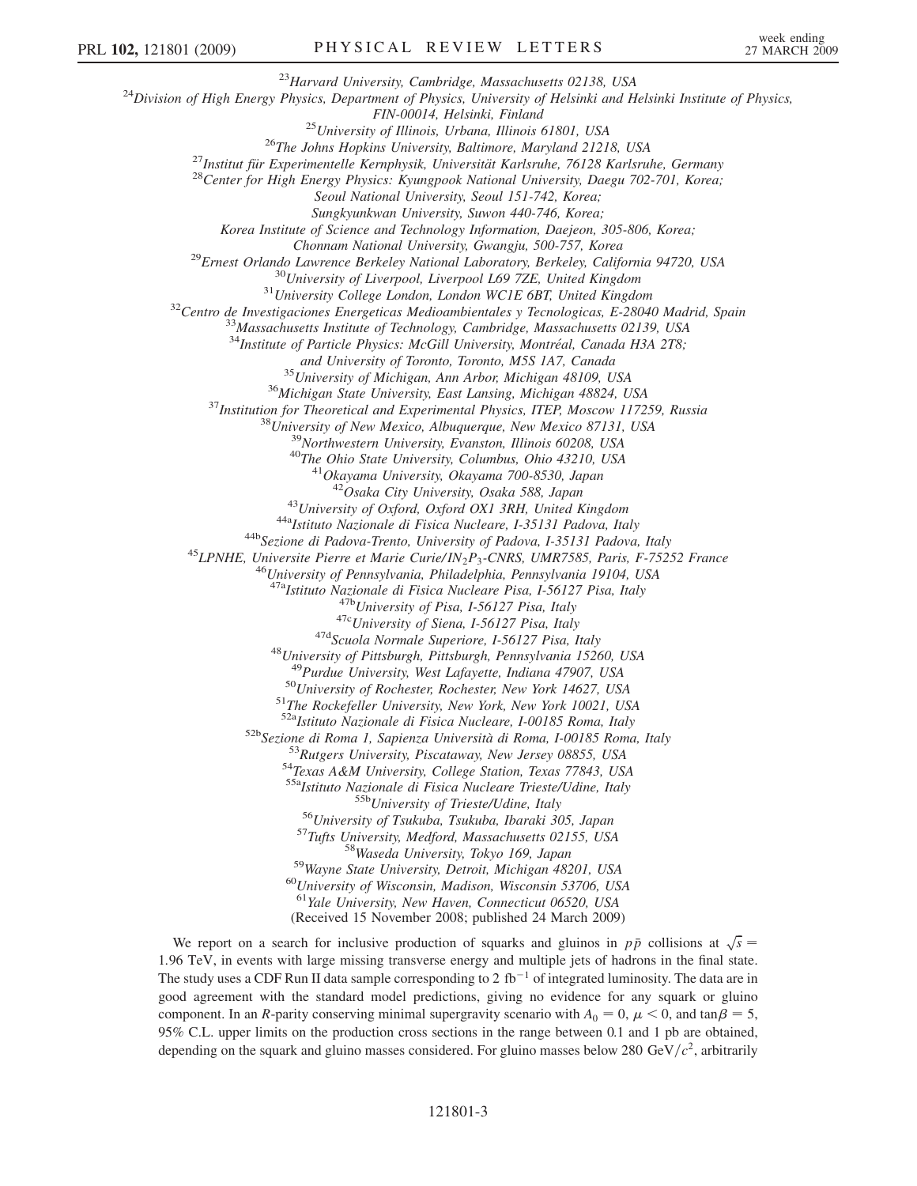[23]Harvard University, Cambridge, Massachusetts 02138, USA

[24]Division of High Energy Physics, Department of Physics, University of Helsinki and Helsinki Institute of Physics, FIN-00014, Helsinki, Finland

[25]University of Illinois, Urbana, Illinois 61801, USA

[26]The Johns Hopkins University, Baltimore, Maryland 21218, USA

[27]Institut für Experimentelle Kernphysik, Universität Karlsruhe, 76128 Karlsruhe, Germany

[28]Center for High Energy Physics: Kyungpook National University, Daegu 702-701, Korea; Seoul National University, Seoul 151-742, Korea; Sungkyunkwan University, Suwon 440-746, Korea; Korea Institute of Science and Technology Information, Daejeon, 305-806, Korea; Chonnam National University, Gwangju, 500-757, Korea

[29]Ernest Orlando Lawrence Berkeley National Laboratory, Berkeley, California 94720, USA

[30]University of Liverpool, Liverpool L69 7ZE, United Kingdom

[31]University College London, London WC1E 6BT, United Kingdom

[32]Centro de Investigaciones Energeticas Medioambientales y Tecnologicas, E-28040 Madrid, Spain

[33]Massachusetts Institute of Technology, Cambridge, Massachusetts 02139, USA

[34]Institute of Particle Physics: McGill University, Montréal, Canada H3A 2T8; and University of Toronto, Toronto, M5S 1A7, Canada

[35]University of Michigan, Ann Arbor, Michigan 48109, USA

[36]Michigan State University, East Lansing, Michigan 48824, USA

[37]Institution for Theoretical and Experimental Physics, ITEP, Moscow 117259, Russia

[38]University of New Mexico, Albuquerque, New Mexico 87131, USA

[39]Northwestern University, Evanston, Illinois 60208, USA

[40]The Ohio State University, Columbus, Ohio 43210, USA

[41]Okayama University, Okayama 700-8530, Japan

[42]Osaka City University, Osaka 588, Japan

[43]University of Oxford, Oxford OX1 3RH, United Kingdom

[44a]Istituto Nazionale di Fisica Nucleare, I-35131 Padova, Italy

[44b]Sezione di Padova-Trento, University of Padova, I-35131 Padova, Italy

[45]LPNHE, Universite Pierre et Marie Curie/$IN_2P_3$-CNRS, UMR7585, Paris, F-75252 France

[46]University of Pennsylvania, Philadelphia, Pennsylvania 19104, USA

[47a]Istituto Nazionale di Fisica Nucleare Pisa, I-56127 Pisa, Italy

[47b]University of Pisa, I-56127 Pisa, Italy

[47c]University of Siena, I-56127 Pisa, Italy

[47d]Scuola Normale Superiore, I-56127 Pisa, Italy

[48]University of Pittsburgh, Pittsburgh, Pennsylvania 15260, USA

[49]Purdue University, West Lafayette, Indiana 47907, USA

[50]University of Rochester, Rochester, New York 14627, USA

[51]The Rockefeller University, New York, New York 10021, USA

[52a]Istituto Nazionale di Fisica Nucleare, I-00185 Roma, Italy

[52b]Sezione di Roma 1, Sapienza Università di Roma, I-00185 Roma, Italy

[53]Rutgers University, Piscataway, New Jersey 08855, USA

[54]Texas A&M University, College Station, Texas 77843, USA

[55a]Istituto Nazionale di Fisica Nucleare Trieste/Udine, Italy

[55b]University of Trieste/Udine, Italy

[56]University of Tsukuba, Tsukuba, Ibaraki 305, Japan

[57]Tufts University, Medford, Massachusetts 02155, USA

[58]Waseda University, Tokyo 169, Japan

[59]Wayne State University, Detroit, Michigan 48201, USA

[60]University of Wisconsin, Madison, Wisconsin 53706, USA

[61]Yale University, New Haven, Connecticut 06520, USA

(Received 15 November 2008; published 24 March 2009)

We report on a search for inclusive production of squarks and gluinos in $p\bar{p}$ collisions at $\sqrt{s} = 1.96$ TeV, in events with large missing transverse energy and multiple jets of hadrons in the final state. The study uses a CDF Run II data sample corresponding to 2 $\text{fb}^{-1}$ of integrated luminosity. The data are in good agreement with the standard model predictions, giving no evidence for any squark or gluino component. In an $R$-parity conserving minimal supergravity scenario with $A_0 = 0$, $\mu < 0$, and $\tan\beta = 5$, 95% C.L. upper limits on the production cross sections in the range between 0.1 and 1 pb are obtained, depending on the squark and gluino masses considered. For gluino masses below 280 $\text{GeV}/c^2$, arbitrarily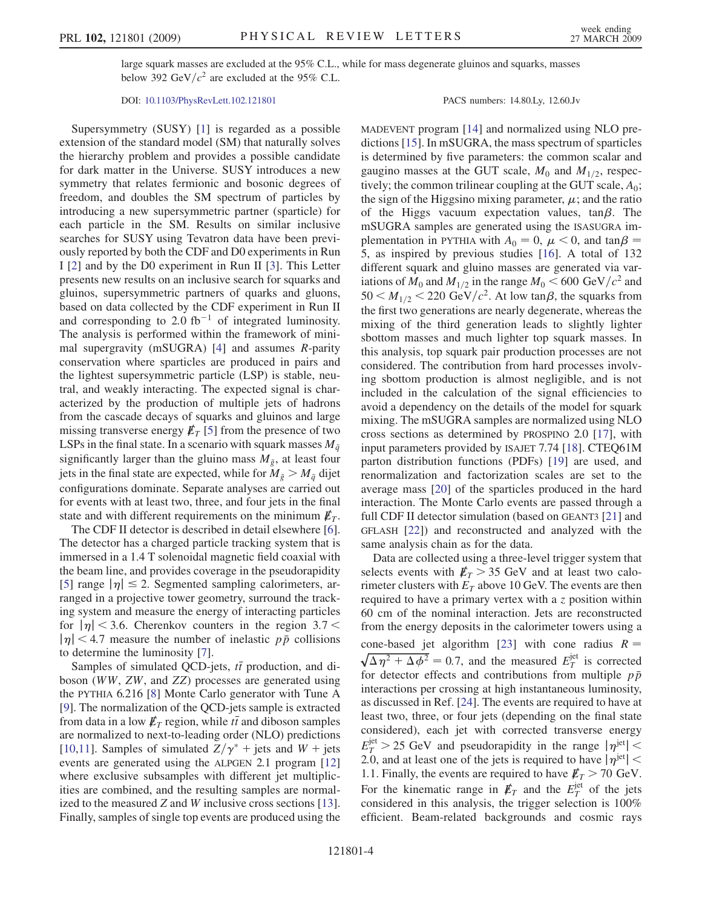large squark masses are excluded at the 95% C.L., while for mass degenerate gluinos and squarks, masses below 392 GeV/$c^2$ are excluded at the 95% C.L.

DOI: 10.1103/PhysRevLett.102.121801 PACS numbers: 14.80.Ly, 12.60.Jv

Supersymmetry (SUSY) [1] is regarded as a possible extension of the standard model (SM) that naturally solves the hierarchy problem and provides a possible candidate for dark matter in the Universe. SUSY introduces a new symmetry that relates fermionic and bosonic degrees of freedom, and doubles the SM spectrum of particles by introducing a new supersymmetric partner (sparticle) for each particle in the SM. Results on similar inclusive searches for SUSY using Tevatron data have been previously reported by both the CDF and D0 experiments in Run I [2] and by the D0 experiment in Run II [3]. This Letter presents new results on an inclusive search for squarks and gluinos, supersymmetric partners of quarks and gluons, based on data collected by the CDF experiment in Run II and corresponding to 2.0 fb$^{-1}$ of integrated luminosity. The analysis is performed within the framework of minimal supergravity (mSUGRA) [4] and assumes $R$-parity conservation where sparticles are produced in pairs and the lightest supersymmetric particle (LSP) is stable, neutral, and weakly interacting. The expected signal is characterized by the production of multiple jets of hadrons from the cascade decays of squarks and gluinos and large missing transverse energy $\not\!\!E_T$ [5] from the presence of two LSPs in the final state. In a scenario with squark masses $M_{\tilde{q}}$ significantly larger than the gluino mass $M_{\tilde{g}}$, at least four jets in the final state are expected, while for $M_{\tilde{g}} > M_{\tilde{q}}$ dijet configurations dominate. Separate analyses are carried out for events with at least two, three, and four jets in the final state and with different requirements on the minimum $\not\!\!E_T$.

The CDF II detector is described in detail elsewhere [6]. The detector has a charged particle tracking system that is immersed in a 1.4 T solenoidal magnetic field coaxial with the beam line, and provides coverage in the pseudorapidity [5] range $|\eta| \leq 2$. Segmented sampling calorimeters, arranged in a projective tower geometry, surround the tracking system and measure the energy of interacting particles for $|\eta| < 3.6$. Cherenkov counters in the region $3.7 < |\eta| < 4.7$ measure the number of inelastic $p\bar{p}$ collisions to determine the luminosity [7].

Samples of simulated QCD-jets, $t\bar{t}$ production, and diboson ($WW$, $ZW$, and $ZZ$) processes are generated using the PYTHIA 6.216 [8] Monte Carlo generator with Tune A [9]. The normalization of the QCD-jets sample is extracted from data in a low $\not\!\!E_T$ region, while $t\bar{t}$ and diboson samples are normalized to next-to-leading order (NLO) predictions [10,11]. Samples of simulated $Z/\gamma^*$ + jets and $W$ + jets events are generated using the ALPGEN 2.1 program [12] where exclusive subsamples with different jet multiplicities are combined, and the resulting samples are normalized to the measured $Z$ and $W$ inclusive cross sections [13]. Finally, samples of single top events are produced using the MADEVENT program [14] and normalized using NLO predictions [15]. In mSUGRA, the mass spectrum of sparticles is determined by five parameters: the common scalar and gaugino masses at the GUT scale, $M_0$ and $M_{1/2}$, respectively; the common trilinear coupling at the GUT scale, $A_0$; the sign of the Higgsino mixing parameter, $\mu$; and the ratio of the Higgs vacuum expectation values, tan$\beta$. The mSUGRA samples are generated using the ISASUGRA implementation in PYTHIA with $A_0 = 0$, $\mu < 0$, and tan$\beta = 5$, as inspired by previous studies [16]. A total of 132 different squark and gluino masses are generated via variations of $M_0$ and $M_{1/2}$ in the range $M_0 < 600$ GeV/$c^2$ and $50 < M_{1/2} < 220$ GeV/$c^2$. At low tan$\beta$, the squarks from the first two generations are nearly degenerate, whereas the mixing of the third generation leads to slightly lighter sbottom masses and much lighter top squark masses. In this analysis, top squark pair production processes are not considered. The contribution from hard processes involving sbottom production is almost negligible, and is not included in the calculation of the signal efficiencies to avoid a dependency on the details of the model for squark mixing. The mSUGRA samples are normalized using NLO cross sections as determined by PROSPINO 2.0 [17], with input parameters provided by ISAJET 7.74 [18]. CTEQ61M parton distribution functions (PDFs) [19] are used, and renormalization and factorization scales are set to the average mass [20] of the sparticles produced in the hard interaction. The Monte Carlo events are passed through a full CDF II detector simulation (based on GEANT3 [21] and GFLASH [22]) and reconstructed and analyzed with the same analysis chain as for the data.

Data are collected using a three-level trigger system that selects events with $\not\!\!E_T > 35$ GeV and at least two calorimeter clusters with $E_T$ above 10 GeV. The events are then required to have a primary vertex with a $z$ position within 60 cm of the nominal interaction. Jets are reconstructed from the energy deposits in the calorimeter towers using a cone-based jet algorithm [23] with cone radius $R = \sqrt{\Delta\eta^2 + \Delta\phi^2} = 0.7$, and the measured $E_T^{\rm jet}$ is corrected for detector effects and contributions from multiple $p\bar{p}$ interactions per crossing at high instantaneous luminosity, as discussed in Ref. [24]. The events are required to have at least two, three, or four jets (depending on the final state considered), each jet with corrected transverse energy $E_T^{\rm jet} > 25$ GeV and pseudorapidity in the range $|\eta^{\rm jet}| < 2.0$, and at least one of the jets is required to have $|\eta^{\rm jet}| < 1.1$. Finally, the events are required to have $\not\!\!E_T > 70$ GeV. For the kinematic range in $\not\!\!E_T$ and the $E_T^{\rm jet}$ of the jets considered in this analysis, the trigger selection is 100% efficient. Beam-related backgrounds and cosmic rays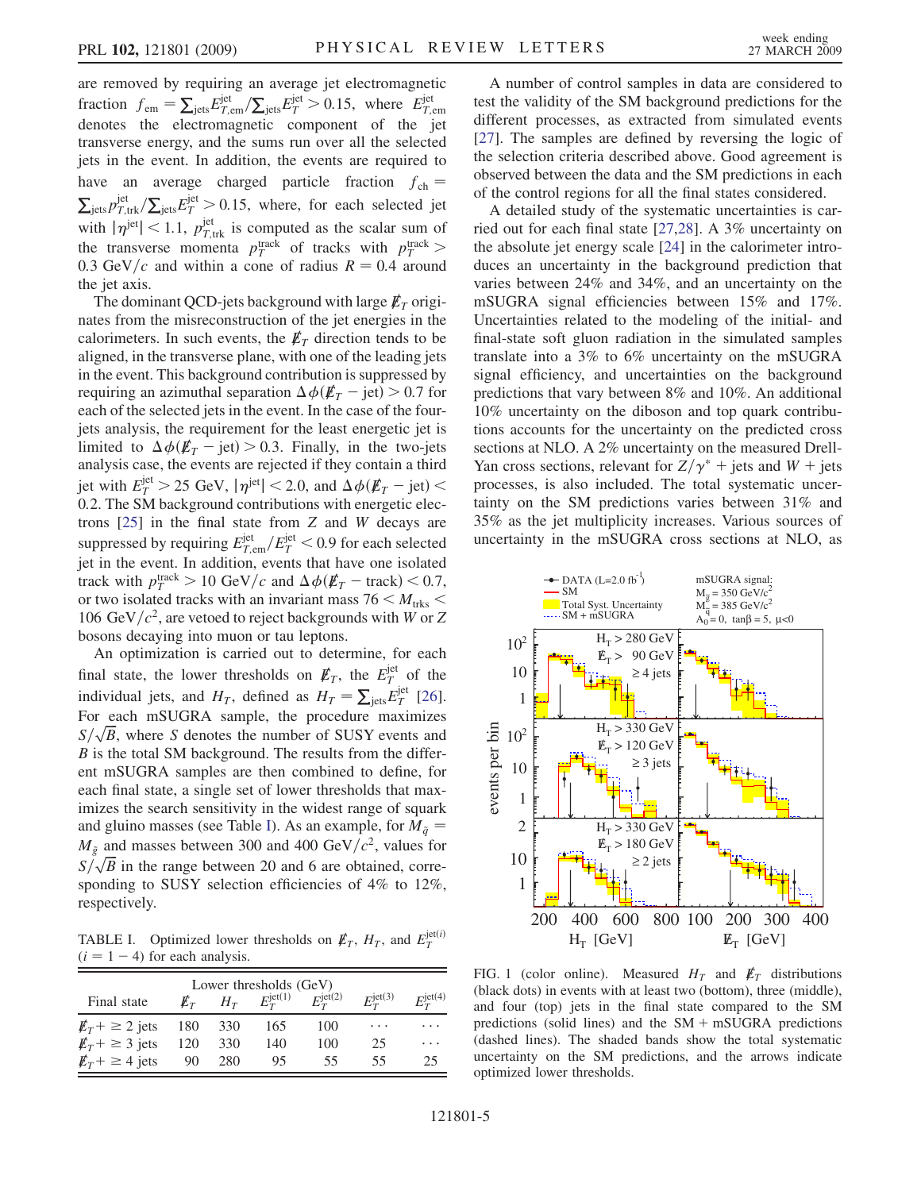are removed by requiring an average jet electromagnetic fraction $f_{\rm em} = \sum_{\rm jets} E_{T,\rm em}^{\rm jet} / \sum_{\rm jets} E_T^{\rm jet} > 0.15$, where $E_{T,\rm em}^{\rm jet}$ denotes the electromagnetic component of the jet transverse energy, and the sums run over all the selected jets in the event. In addition, the events are required to have an average charged particle fraction $f_{\rm ch} = \sum_{\rm jets} p_{T,\rm trk}^{\rm jet} / \sum_{\rm jets} E_T^{\rm jet} > 0.15$, where, for each selected jet with $|\eta^{\rm jet}| < 1.1$, $p_{T,\rm trk}^{\rm jet}$ is computed as the scalar sum of the transverse momenta $p_T^{\rm track}$ of tracks with $p_T^{\rm track} > 0.3$ GeV/$c$ and within a cone of radius $R = 0.4$ around the jet axis.

The dominant QCD-jets background with large $\not{E}_T$ originates from the misreconstruction of the jet energies in the calorimeters. In such events, the $\not{E}_T$ direction tends to be aligned, in the transverse plane, with one of the leading jets in the event. This background contribution is suppressed by requiring an azimuthal separation $\Delta\phi(\not{E}_T - \text{jet}) > 0.7$ for each of the selected jets in the event. In the case of the four-jets analysis, the requirement for the least energetic jet is limited to $\Delta\phi(\not{E}_T - \text{jet}) > 0.3$. Finally, in the two-jets analysis case, the events are rejected if they contain a third jet with $E_T^{\rm jet} > 25$ GeV, $|\eta^{\rm jet}| < 2.0$, and $\Delta\phi(\not{E}_T - \text{jet}) < 0.2$. The SM background contributions with energetic electrons [25] in the final state from $Z$ and $W$ decays are suppressed by requiring $E_{T,\rm em}^{\rm jet}/E_T^{\rm jet} < 0.9$ for each selected jet in the event. In addition, events that have one isolated track with $p_T^{\rm track} > 10$ GeV/$c$ and $\Delta\phi(\not{E}_T - \text{track}) < 0.7$, or two isolated tracks with an invariant mass $76 < M_{\rm trks} < 106$ GeV/$c^2$, are vetoed to reject backgrounds with $W$ or $Z$ bosons decaying into muon or tau leptons.

An optimization is carried out to determine, for each final state, the lower thresholds on $\not{E}_T$, the $E_T^{\rm jet}$ of the individual jets, and $H_T$, defined as $H_T = \sum_{\rm jets} E_T^{\rm jet}$ [26]. For each mSUGRA sample, the procedure maximizes $S/\sqrt{B}$, where $S$ denotes the number of SUSY events and $B$ is the total SM background. The results from the different mSUGRA samples are then combined to define, for each final state, a single set of lower thresholds that maximizes the search sensitivity in the widest range of squark and gluino masses (see Table I). As an example, for $M_{\tilde{q}} = M_{\tilde{g}}$ and masses between 300 and 400 GeV/$c^2$, values for $S/\sqrt{B}$ in the range between 20 and 6 are obtained, corresponding to SUSY selection efficiencies of 4% to 12%, respectively.

TABLE I. Optimized lower thresholds on $\not{E}_T$, $H_T$, and $E_T^{\rm jet(i)}$ ($i = 1 - 4$) for each analysis.

| Final state | Lower thresholds (GeV) | | | | | |
|---|---|---|---|---|---|---|
| | $\not{E}_T$ | $H_T$ | $E_T^{\rm jet(1)}$ | $E_T^{\rm jet(2)}$ | $E_T^{\rm jet(3)}$ | $E_T^{\rm jet(4)}$ |
| $\not{E}_T + \geq 2$ jets | 180 | 330 | 165 | 100 | ... | ... |
| $\not{E}_T + \geq 3$ jets | 120 | 330 | 140 | 100 | 25 | ... |
| $\not{E}_T + \geq 4$ jets | 90 | 280 | 95 | 55 | 55 | 25 |

A number of control samples in data are considered to test the validity of the SM background predictions for the different processes, as extracted from simulated events [27]. The samples are defined by reversing the logic of the selection criteria described above. Good agreement is observed between the data and the SM predictions in each of the control regions for all the final states considered.

A detailed study of the systematic uncertainties is carried out for each final state [27,28]. A 3% uncertainty on the absolute jet energy scale [24] in the calorimeter introduces an uncertainty in the background prediction that varies between 24% and 34%, and an uncertainty on the mSUGRA signal efficiencies between 15% and 17%. Uncertainties related to the modeling of the initial- and final-state soft gluon radiation in the simulated samples translate into a 3% to 6% uncertainty on the mSUGRA signal efficiency, and uncertainties on the background predictions that vary between 8% and 10%. An additional 10% uncertainty on the diboson and top quark contributions accounts for the uncertainty on the predicted cross sections at NLO. A 2% uncertainty on the measured Drell-Yan cross sections, relevant for $Z/\gamma^*$ + jets and $W$ + jets processes, is also included. The total systematic uncertainty on the SM predictions varies between 31% and 35% as the jet multiplicity increases. Various sources of uncertainty in the mSUGRA cross sections at NLO, as

FIG. 1 (color online). Measured $H_T$ and $\not{E}_T$ distributions (black dots) in events with at least two (bottom), three (middle), and four (top) jets in the final state compared to the SM predictions (solid lines) and the SM + mSUGRA predictions (dashed lines). The shaded bands show the total systematic uncertainty on the SM predictions, and the arrows indicate optimized lower thresholds.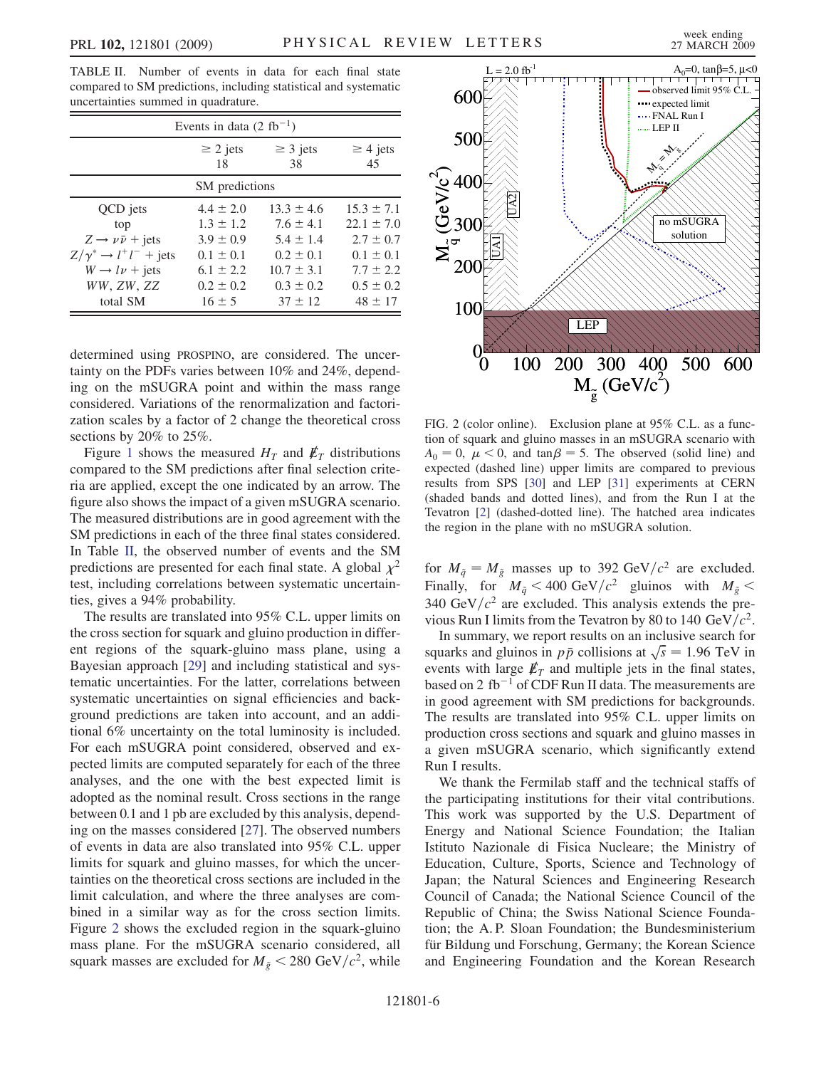TABLE II. Number of events in data for each final state compared to SM predictions, including statistical and systematic uncertainties summed in quadrature.

| Events in data (2 fb$^{-1}$) | | | |
|---|---|---|---|
| | $\geq 2$ jets | $\geq 3$ jets | $\geq 4$ jets |
| | 18 | 38 | 45 |
| SM predictions | | | |
| QCD jets | $4.4 \pm 2.0$ | $13.3 \pm 4.6$ | $15.3 \pm 7.1$ |
| top | $1.3 \pm 1.2$ | $7.6 \pm 4.1$ | $22.1 \pm 7.0$ |
| $Z \to \nu\bar{\nu}$ + jets | $3.9 \pm 0.9$ | $5.4 \pm 1.4$ | $2.7 \pm 0.7$ |
| $Z/\gamma^* \to l^+l^-$ + jets | $0.1 \pm 0.1$ | $0.2 \pm 0.1$ | $0.1 \pm 0.1$ |
| $W \to l\nu$ + jets | $6.1 \pm 2.2$ | $10.7 \pm 3.1$ | $7.7 \pm 2.2$ |
| $WW$, $ZW$, $ZZ$ | $0.2 \pm 0.2$ | $0.3 \pm 0.2$ | $0.5 \pm 0.2$ |
| total SM | $16 \pm 5$ | $37 \pm 12$ | $48 \pm 17$ |

determined using PROSPINO, are considered. The uncertainty on the PDFs varies between 10% and 24%, depending on the mSUGRA point and within the mass range considered. Variations of the renormalization and factorization scales by a factor of 2 change the theoretical cross sections by 20% to 25%.

Figure 1 shows the measured $H_T$ and $\not\!\!E_T$ distributions compared to the SM predictions after final selection criteria are applied, except the one indicated by an arrow. The figure also shows the impact of a given mSUGRA scenario. The measured distributions are in good agreement with the SM predictions in each of the three final states considered. In Table II, the observed number of events and the SM predictions are presented for each final state. A global $\chi^2$ test, including correlations between systematic uncertainties, gives a 94% probability.

The results are translated into 95% C.L. upper limits on the cross section for squark and gluino production in different regions of the squark-gluino mass plane, using a Bayesian approach [29] and including statistical and systematic uncertainties. For the latter, correlations between systematic uncertainties on signal efficiencies and background predictions are taken into account, and an additional 6% uncertainty on the total luminosity is included. For each mSUGRA point considered, observed and expected limits are computed separately for each of the three analyses, and the one with the best expected limit is adopted as the nominal result. Cross sections in the range between 0.1 and 1 pb are excluded by this analysis, depending on the masses considered [27]. The observed numbers of events in data are also translated into 95% C.L. upper limits for squark and gluino masses, for which the uncertainties on the theoretical cross sections are included in the limit calculation, and where the three analyses are combined in a similar way as for the cross section limits. Figure 2 shows the excluded region in the squark-gluino mass plane. For the mSUGRA scenario considered, all squark masses are excluded for $M_{\tilde{g}} < 280$ GeV/$c^2$, while for $M_{\tilde{q}} = M_{\tilde{g}}$ masses up to 392 GeV/$c^2$ are excluded. Finally, for $M_{\tilde{q}} < 400$ GeV/$c^2$ gluinos with $M_{\tilde{g}} < 340$ GeV/$c^2$ are excluded. This analysis extends the previous Run I limits from the Tevatron by 80 to 140 GeV/$c^2$.

FIG. 2 (color online). Exclusion plane at 95% C.L. as a function of squark and gluino masses in an mSUGRA scenario with $A_0 = 0$, $\mu < 0$, and $\tan\beta = 5$. The observed (solid line) and expected (dashed line) upper limits are compared to previous results from SPS [30] and LEP [31] experiments at CERN (shaded bands and dotted lines), and from the Run I at the Tevatron [2] (dashed-dotted line). The hatched area indicates the region in the plane with no mSUGRA solution.

In summary, we report results on an inclusive search for squarks and gluinos in $p\bar{p}$ collisions at $\sqrt{s} = 1.96$ TeV in events with large $\not\!\!E_T$ and multiple jets in the final states, based on 2 fb$^{-1}$ of CDF Run II data. The measurements are in good agreement with SM predictions for backgrounds. The results are translated into 95% C.L. upper limits on production cross sections and squark and gluino masses in a given mSUGRA scenario, which significantly extend Run I results.

We thank the Fermilab staff and the technical staffs of the participating institutions for their vital contributions. This work was supported by the U.S. Department of Energy and National Science Foundation; the Italian Istituto Nazionale di Fisica Nucleare; the Ministry of Education, Culture, Sports, Science and Technology of Japan; the Natural Sciences and Engineering Research Council of Canada; the National Science Council of the Republic of China; the Swiss National Science Foundation; the A. P. Sloan Foundation; the Bundesministerium für Bildung und Forschung, Germany; the Korean Science and Engineering Foundation and the Korean Research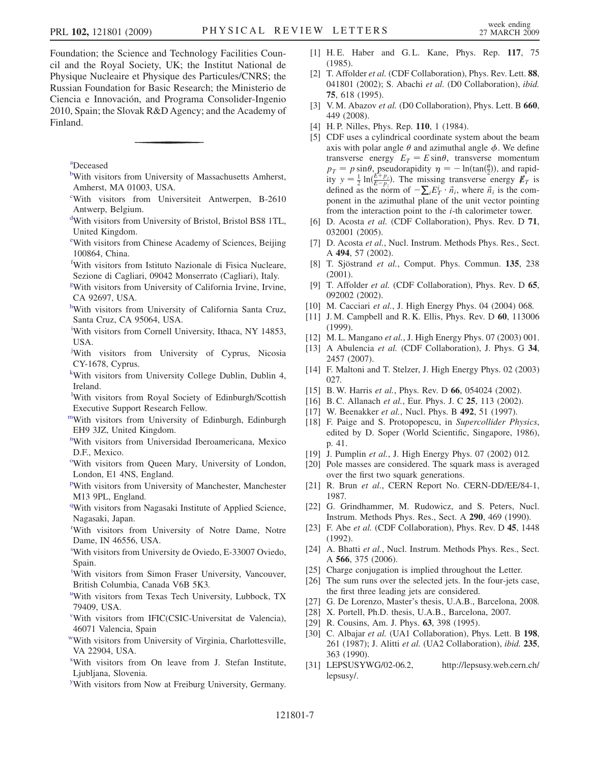Foundation; the Science and Technology Facilities Council and the Royal Society, UK; the Institut National de Physique Nucleaire et Physique des Particules/CNRS; the Russian Foundation for Basic Research; the Ministerio de Ciencia e Innovación, and Programa Consolider-Ingenio 2010, Spain; the Slovak R&D Agency; and the Academy of Finland.

---

[a]Deceased

[b]With visitors from University of Massachusetts Amherst, Amherst, MA 01003, USA.

[c]With visitors from Universiteit Antwerpen, B-2610 Antwerp, Belgium.

[d]With visitors from University of Bristol, Bristol BS8 1TL, United Kingdom.

[e]With visitors from Chinese Academy of Sciences, Beijing 100864, China.

[f]With visitors from Istituto Nazionale di Fisica Nucleare, Sezione di Cagliari, 09042 Monserrato (Cagliari), Italy.

[g]With visitors from University of California Irvine, Irvine, CA 92697, USA.

[h]With visitors from University of California Santa Cruz, Santa Cruz, CA 95064, USA.

[i]With visitors from Cornell University, Ithaca, NY 14853, USA.

[j]With visitors from University of Cyprus, Nicosia CY-1678, Cyprus.

[k]With visitors from University College Dublin, Dublin 4, Ireland.

[l]With visitors from Royal Society of Edinburgh/Scottish Executive Support Research Fellow.

[m]With visitors from University of Edinburgh, Edinburgh EH9 3JZ, United Kingdom.

[n]With visitors from Universidad Iberoamericana, Mexico D.F., Mexico.

[o]With visitors from Queen Mary, University of London, London, E1 4NS, England.

[p]With visitors from University of Manchester, Manchester M13 9PL, England.

[q]With visitors from Nagasaki Institute of Applied Science, Nagasaki, Japan.

[r]With visitors from University of Notre Dame, Notre Dame, IN 46556, USA.

[s]With visitors from University de Oviedo, E-33007 Oviedo, Spain.

[t]With visitors from Simon Fraser University, Vancouver, British Columbia, Canada V6B 5K3.

[u]With visitors from Texas Tech University, Lubbock, TX 79409, USA.

[v]With visitors from IFIC(CSIC-Universitat de Valencia), 46071 Valencia, Spain

[w]With visitors from University of Virginia, Charlottesville, VA 22904, USA.

[x]With visitors from On leave from J. Stefan Institute, Ljubljana, Slovenia.

[y]With visitors from Now at Freiburg University, Germany.

[1] H.E. Haber and G.L. Kane, Phys. Rep. **117**, 75 (1985).

[2] T. Affolder *et al.* (CDF Collaboration), Phys. Rev. Lett. **88**, 041801 (2002); S. Abachi *et al.* (D0 Collaboration), *ibid.* **75**, 618 (1995).

[3] V.M. Abazov *et al.* (D0 Collaboration), Phys. Lett. B **660**, 449 (2008).

[4] H.P. Nilles, Phys. Rep. **110**, 1 (1984).

[5] CDF uses a cylindrical coordinate system about the beam axis with polar angle $\theta$ and azimuthal angle $\phi$. We define transverse energy $E_T = E\sin\theta$, transverse momentum $p_T = p\sin\theta$, pseudorapidity $\eta = -\ln(\tan(\frac{\theta}{2}))$, and rapidity $y = \frac{1}{2}\ln(\frac{E+p_z}{E-p_z})$. The missing transverse energy $\not{E}_T$ is defined as the norm of $-\sum_i E_T^i \cdot \vec{n}_i$, where $\vec{n}_i$ is the component in the azimuthal plane of the unit vector pointing from the interaction point to the $i$-th calorimeter tower.

[6] D. Acosta *et al.* (CDF Collaboration), Phys. Rev. D **71**, 032001 (2005).

[7] D. Acosta *et al.*, Nucl. Instrum. Methods Phys. Res., Sect. A **494**, 57 (2002).

[8] T. Sjöstrand *et al.*, Comput. Phys. Commun. **135**, 238 (2001).

[9] T. Affolder *et al.* (CDF Collaboration), Phys. Rev. D **65**, 092002 (2002).

[10] M. Cacciari *et al.*, J. High Energy Phys. 04 (2004) 068.

[11] J.M. Campbell and R.K. Ellis, Phys. Rev. D **60**, 113006 (1999).

[12] M.L. Mangano *et al.*, J. High Energy Phys. 07 (2003) 001.

[13] A Abulencia *et al.* (CDF Collaboration), J. Phys. G **34**, 2457 (2007).

[14] F. Maltoni and T. Stelzer, J. High Energy Phys. 02 (2003) 027.

[15] B.W. Harris *et al.*, Phys. Rev. D **66**, 054024 (2002).

[16] B.C. Allanach *et al.*, Eur. Phys. J. C **25**, 113 (2002).

[17] W. Beenakker *et al.*, Nucl. Phys. B **492**, 51 (1997).

[18] F. Paige and S. Protopopescu, in *Supercollider Physics*, edited by D. Soper (World Scientific, Singapore, 1986), p. 41.

[19] J. Pumplin *et al.*, J. High Energy Phys. 07 (2002) 012.

[20] Pole masses are considered. The squark mass is averaged over the first two squark generations.

[21] R. Brun *et al.*, CERN Report No. CERN-DD/EE/84-1, 1987.

[22] G. Grindhammer, M. Rudowicz, and S. Peters, Nucl. Instrum. Methods Phys. Res., Sect. A **290**, 469 (1990).

[23] F. Abe *et al.* (CDF Collaboration), Phys. Rev. D **45**, 1448 (1992).

[24] A. Bhatti *et al.*, Nucl. Instrum. Methods Phys. Res., Sect. A **566**, 375 (2006).

[25] Charge conjugation is implied throughout the Letter.

[26] The sum runs over the selected jets. In the four-jets case, the first three leading jets are considered.

[27] G. De Lorenzo, Master's thesis, U.A.B., Barcelona, 2008.

[28] X. Portell, Ph.D. thesis, U.A.B., Barcelona, 2007.

[29] R. Cousins, Am. J. Phys. **63**, 398 (1995).

[30] C. Albajar *et al.* (UA1 Collaboration), Phys. Lett. B **198**, 261 (1987); J. Alitti *et al.* (UA2 Collaboration), *ibid.* **235**, 363 (1990).

[31] LEPSUSYWG/02-06.2, http://lepsusy.web.cern.ch/lepsusy/.